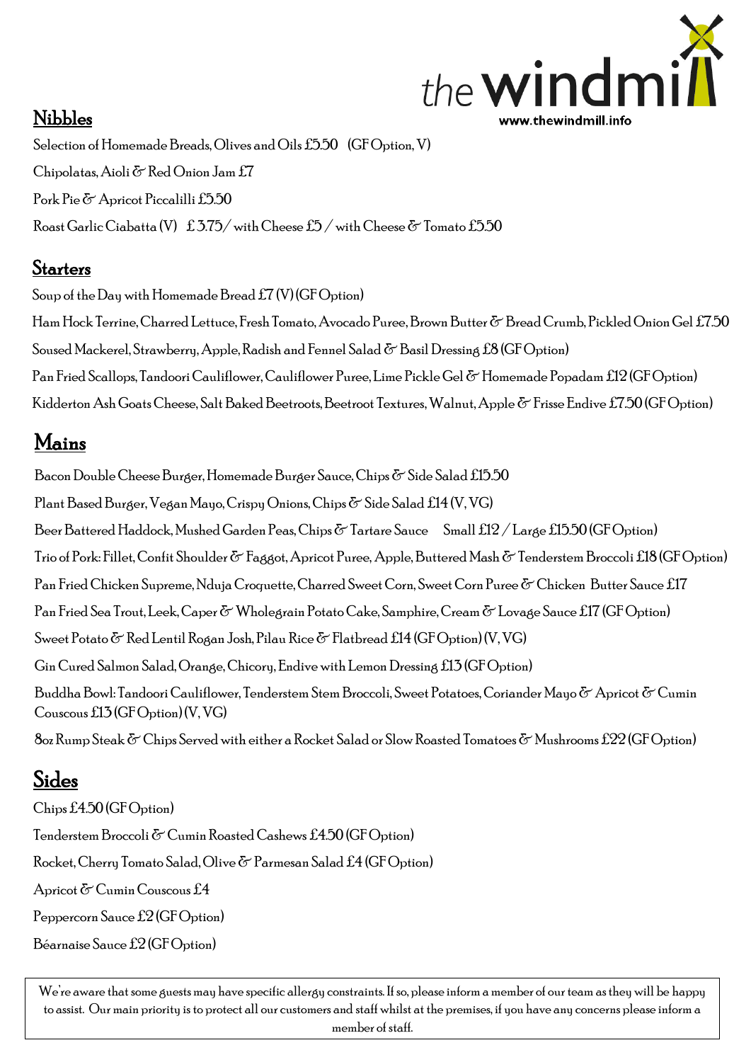the windmill
www.thewindmill.info

## Nibbles

Selection of Homemade Breads, Olives and Oils £5.50 (GF Option, V)

Chipolatas, Aioli & Red Onion Jam £7

Pork Pie & Apricot Piccalilli £5.50

Roast Garlic Ciabatta (V) £3.75/ with Cheese £5 / with Cheese & Tomato £5.50

## Starters

Soup of the Day with Homemade Bread £7 (V) (GF Option)

Ham Hock Terrine, Charred Lettuce, Fresh Tomato, Avocado Puree, Brown Butter & Bread Crumb, Pickled Onion Gel £7.50

Soused Mackerel, Strawberry, Apple, Radish and Fennel Salad & Basil Dressing £8 (GF Option)

Pan Fried Scallops, Tandoori Cauliflower, Cauliflower Puree, Lime Pickle Gel & Homemade Popadam £12 (GF Option)

Kidderton Ash Goats Cheese, Salt Baked Beetroots, Beetroot Textures, Walnut, Apple & Frisse Endive £7.50 (GF Option)

## Mains

Bacon Double Cheese Burger, Homemade Burger Sauce, Chips & Side Salad £15.50

Plant Based Burger, Vegan Mayo, Crispy Onions, Chips & Side Salad £14 (V, VG)

Beer Battered Haddock, Mushed Garden Peas, Chips & Tartare Sauce Small £12 / Large £15.50 (GF Option)

Trio of Pork: Fillet, Confit Shoulder & Faggot, Apricot Puree, Apple, Buttered Mash & Tenderstem Broccoli £18 (GF Option)

Pan Fried Chicken Supreme, Nduja Croquette, Charred Sweet Corn, Sweet Corn Puree & Chicken Butter Sauce £17

Pan Fried Sea Trout, Leek, Caper & Wholegrain Potato Cake, Samphire, Cream & Lovage Sauce £17 (GF Option)

Sweet Potato & Red Lentil Rogan Josh, Pilau Rice & Flatbread £14 (GF Option) (V, VG)

Gin Cured Salmon Salad, Orange, Chicory, Endive with Lemon Dressing £13 (GF Option)

Buddha Bowl: Tandoori Cauliflower, Tenderstem Stem Broccoli, Sweet Potatoes, Coriander Mayo & Apricot & Cumin Couscous £13 (GF Option) (V, VG)

8oz Rump Steak & Chips Served with either a Rocket Salad or Slow Roasted Tomatoes & Mushrooms £22 (GF Option)

## Sides

Chips £4.50 (GF Option)

Tenderstem Broccoli & Cumin Roasted Cashews £4.50 (GF Option)

Rocket, Cherry Tomato Salad, Olive & Parmesan Salad £4 (GF Option)

Apricot & Cumin Couscous £4

Peppercorn Sauce £2 (GF Option)

Béarnaise Sauce £2 (GF Option)

We're aware that some guests may have specific allergy constraints. If so, please inform a member of our team as they will be happy to assist. Our main priority is to protect all our customers and staff whilst at the premises, if you have any concerns please inform a member of staff.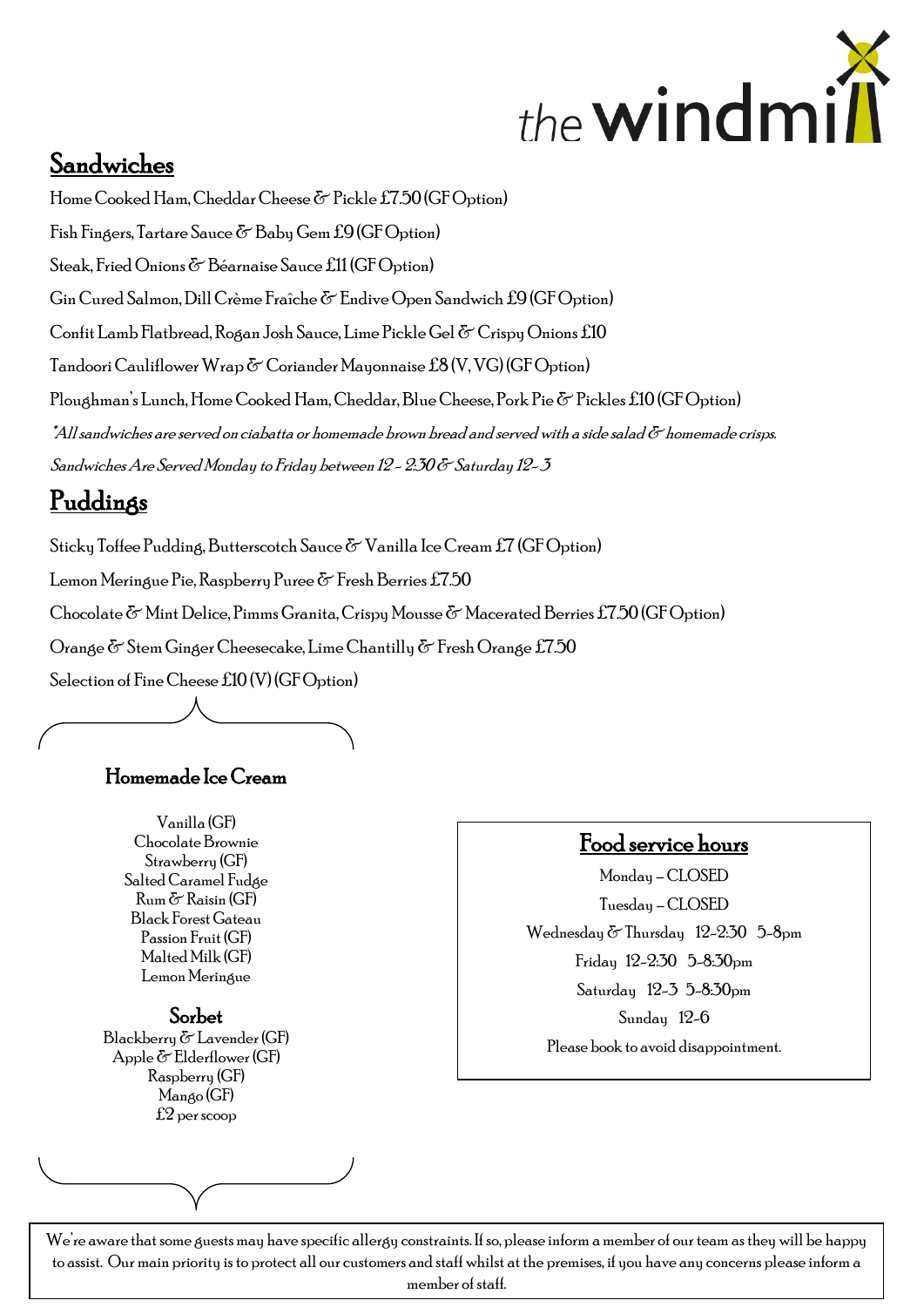the windmill

## Sandwiches

Home Cooked Ham, Cheddar Cheese & Pickle £7.50 (GF Option)

Fish Fingers, Tartare Sauce & Baby Gem £9 (GF Option)

Steak, Fried Onions & Béarnaise Sauce £11 (GF Option)

Gin Cured Salmon, Dill Crème Fraîche & Endive Open Sandwich £9 (GF Option)

Confit Lamb Flatbread, Rogan Josh Sauce, Lime Pickle Gel & Crispy Onions £10

Tandoori Cauliflower Wrap & Coriander Mayonnaise £8 (V, VG) (GF Option)

Ploughman's Lunch, Home Cooked Ham, Cheddar, Blue Cheese, Pork Pie & Pickles £10 (GF Option)

*\*All sandwiches are served on ciabatta or homemade brown bread and served with a side salad & homemade crisps.*

*Sandwiches Are Served Monday to Friday between 12 - 2:30 & Saturday 12- 3*

## Puddings

Sticky Toffee Pudding, Butterscotch Sauce & Vanilla Ice Cream £7 (GF Option)

Lemon Meringue Pie, Raspberry Puree & Fresh Berries £7.50

Chocolate & Mint Delice, Pimms Granita, Crispy Mousse & Macerated Berries £7.50 (GF Option)

Orange & Stem Ginger Cheesecake, Lime Chantilly & Fresh Orange £7.50

Selection of Fine Cheese £10 (V) (GF Option)

### Homemade Ice Cream

Vanilla (GF)
Chocolate Brownie
Strawberry (GF)
Salted Caramel Fudge
Rum & Raisin (GF)
Black Forest Gateau
Passion Fruit (GF)
Malted Milk (GF)
Lemon Meringue

### Sorbet

Blackberry & Lavender (GF)
Apple & Elderflower (GF)
Raspberry (GF)
Mango (GF)
£2 per scoop

### Food service hours

Monday – CLOSED

Tuesday – CLOSED

Wednesday & Thursday 12-2:30 5-8pm

Friday 12-2:30 5-8:30pm

Saturday 12-3 5-8:30pm

Sunday 12-6

Please book to avoid disappointment.

We're aware that some guests may have specific allergy constraints. If so, please inform a member of our team as they will be happy to assist. Our main priority is to protect all our customers and staff whilst at the premises, if you have any concerns please inform a member of staff.